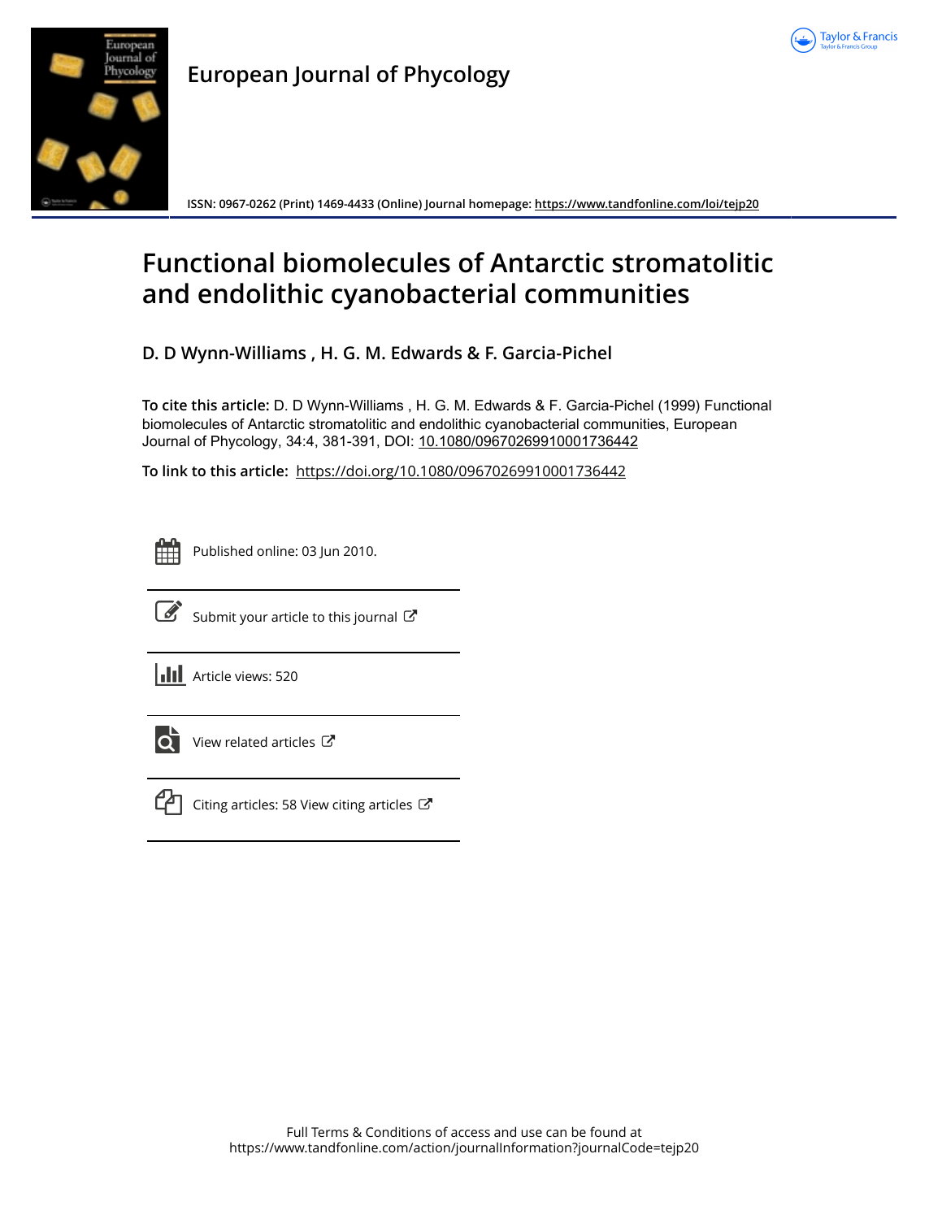European Journal of Phycology

ISSN: 0967-0262 (Print) 1469-4433 (Online) Journal homepage: https://www.tandfonline.com/loi/tejp20

# Functional biomolecules of Antarctic stromatolitic and endolithic cyanobacterial communities

**D. D Wynn-Williams , H. G. M. Edwards & F. Garcia-Pichel**

**To cite this article:** D. D Wynn-Williams , H. G. M. Edwards & F. Garcia-Pichel (1999) Functional biomolecules of Antarctic stromatolitic and endolithic cyanobacterial communities, European Journal of Phycology, 34:4, 381-391, DOI: 10.1080/09670269910001736442

**To link to this article:** https://doi.org/10.1080/09670269910001736442

Published online: 03 Jun 2010.

Submit your article to this journal

Article views: 520

View related articles

Citing articles: 58 View citing articles

Full Terms & Conditions of access and use can be found at
https://www.tandfonline.com/action/journalInformation?journalCode=tejp20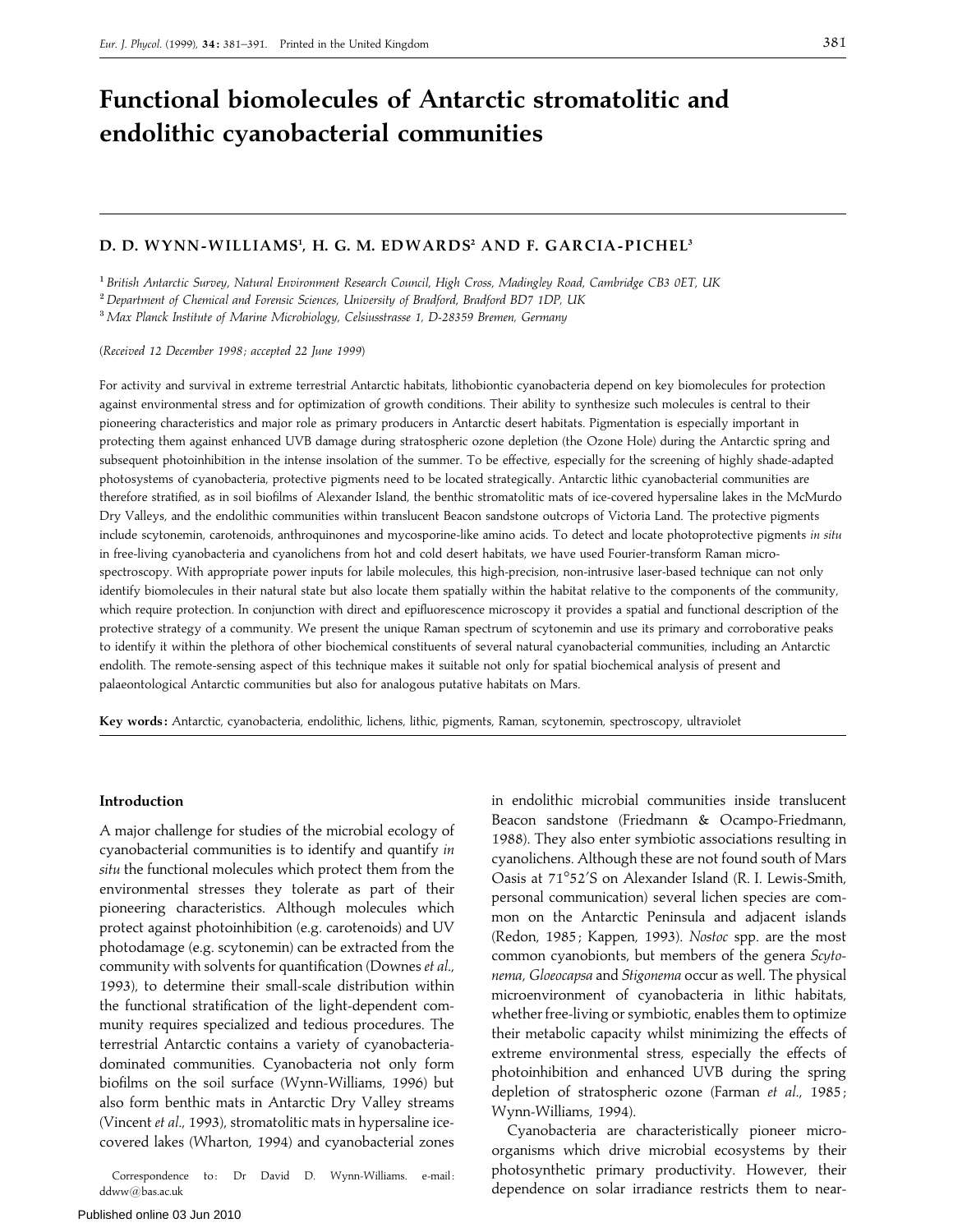# Functional biomolecules of Antarctic stromatolitic and endolithic cyanobacterial communities

**D. D. WYNN-WILLIAMS[1], H. G. M. EDWARDS[2] AND F. GARCIA-PICHEL[3]**

[1] *British Antarctic Survey, Natural Environment Research Council, High Cross, Madingley Road, Cambridge CB3 0ET, UK*

[2] *Department of Chemical and Forensic Sciences, University of Bradford, Bradford BD7 1DP, UK*

[3] *Max Planck Institute of Marine Microbiology, Celsiusstrasse 1, D-28359 Bremen, Germany*

(*Received 12 December 1998; accepted 22 June 1999*)

For activity and survival in extreme terrestrial Antarctic habitats, lithobiontic cyanobacteria depend on key biomolecules for protection against environmental stress and for optimization of growth conditions. Their ability to synthesize such molecules is central to their pioneering characteristics and major role as primary producers in Antarctic desert habitats. Pigmentation is especially important in protecting them against enhanced UVB damage during stratospheric ozone depletion (the Ozone Hole) during the Antarctic spring and subsequent photoinhibition in the intense insolation of the summer. To be effective, especially for the screening of highly shade-adapted photosystems of cyanobacteria, protective pigments need to be located strategically. Antarctic lithic cyanobacterial communities are therefore stratified, as in soil biofilms of Alexander Island, the benthic stromatolitic mats of ice-covered hypersaline lakes in the McMurdo Dry Valleys, and the endolithic communities within translucent Beacon sandstone outcrops of Victoria Land. The protective pigments include scytonemin, carotenoids, anthroquinones and mycosporine-like amino acids. To detect and locate photoprotective pigments *in situ* in free-living cyanobacteria and cyanolichens from hot and cold desert habitats, we have used Fourier-transform Raman micro-spectroscopy. With appropriate power inputs for labile molecules, this high-precision, non-intrusive laser-based technique can not only identify biomolecules in their natural state but also locate them spatially within the habitat relative to the components of the community, which require protection. In conjunction with direct and epifluorescence microscopy it provides a spatial and functional description of the protective strategy of a community. We present the unique Raman spectrum of scytonemin and use its primary and corroborative peaks to identify it within the plethora of other biochemical constituents of several natural cyanobacterial communities, including an Antarctic endolith. The remote-sensing aspect of this technique makes it suitable not only for spatial biochemical analysis of present and palaeontological Antarctic communities but also for analogous putative habitats on Mars.

**Key words:** Antarctic, cyanobacteria, endolithic, lichens, lithic, pigments, Raman, scytonemin, spectroscopy, ultraviolet

## Introduction

A major challenge for studies of the microbial ecology of cyanobacterial communities is to identify and quantify *in situ* the functional molecules which protect them from the environmental stresses they tolerate as part of their pioneering characteristics. Although molecules which protect against photoinhibition (e.g. carotenoids) and UV photodamage (e.g. scytonemin) can be extracted from the community with solvents for quantification (Downes *et al*., 1993), to determine their small-scale distribution within the functional stratification of the light-dependent community requires specialized and tedious procedures. The terrestrial Antarctic contains a variety of cyanobacteria-dominated communities. Cyanobacteria not only form biofilms on the soil surface (Wynn-Williams, 1996) but also form benthic mats in Antarctic Dry Valley streams (Vincent *et al*., 1993), stromatolitic mats in hypersaline ice-covered lakes (Wharton, 1994) and cyanobacterial zones in endolithic microbial communities inside translucent Beacon sandstone (Friedmann & Ocampo-Friedmann, 1988). They also enter symbiotic associations resulting in cyanolichens. Although these are not found south of Mars Oasis at 71°52′S on Alexander Island (R. I. Lewis-Smith, personal communication) several lichen species are common on the Antarctic Peninsula and adjacent islands (Redon, 1985; Kappen, 1993). *Nostoc* spp. are the most common cyanobionts, but members of the genera *Scytonema*, *Gloeocapsa* and *Stigonema* occur as well. The physical microenvironment of cyanobacteria in lithic habitats, whether free-living or symbiotic, enables them to optimize their metabolic capacity whilst minimizing the effects of extreme environmental stress, especially the effects of photoinhibition and enhanced UVB during the spring depletion of stratospheric ozone (Farman *et al*., 1985; Wynn-Williams, 1994).

Cyanobacteria are characteristically pioneer micro-organisms which drive microbial ecosystems by their photosynthetic primary productivity. However, their dependence on solar irradiance restricts them to near-

Correspondence to: Dr David D. Wynn-Williams. e-mail: ddww@bas.ac.uk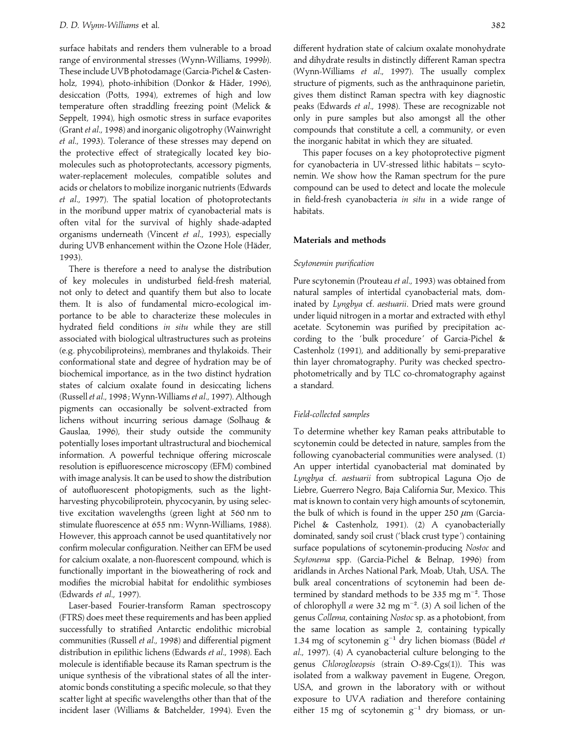surface habitats and renders them vulnerable to a broad range of environmental stresses (Wynn-Williams, 1999*b*). These include UVB photodamage (Garcia-Pichel & Castenholz, 1994), photo-inhibition (Donkor & Häder, 1996), desiccation (Potts, 1994), extremes of high and low temperature often straddling freezing point (Melick & Seppelt, 1994), high osmotic stress in surface evaporites (Grant *et al*., 1998) and inorganic oligotrophy (Wainwright *et al*., 1993). Tolerance of these stresses may depend on the protective effect of strategically located key biomolecules such as photoprotectants, accessory pigments, water-replacement molecules, compatible solutes and acids or chelators to mobilize inorganic nutrients (Edwards *et al*., 1997). The spatial location of photoprotectants in the moribund upper matrix of cyanobacterial mats is often vital for the survival of highly shade-adapted organisms underneath (Vincent *et al*., 1993), especially during UVB enhancement within the Ozone Hole (Häder, 1993).

There is therefore a need to analyse the distribution of key molecules in undisturbed field-fresh material, not only to detect and quantify them but also to locate them. It is also of fundamental micro-ecological importance to be able to characterize these molecules in hydrated field conditions *in situ* while they are still associated with biological ultrastructures such as proteins (e.g. phycobiliproteins), membranes and thylakoids. Their conformational state and degree of hydration may be of biochemical importance, as in the two distinct hydration states of calcium oxalate found in desiccating lichens (Russell *et al*., 1998; Wynn-Williams *et al*., 1997). Although pigments can occasionally be solvent-extracted from lichens without incurring serious damage (Solhaug & Gauslaa, 1996), their study outside the community potentially loses important ultrastructural and biochemical information. A powerful technique offering microscale resolution is epifluorescence microscopy (EFM) combined with image analysis. It can be used to show the distribution of autofluorescent photopigments, such as the light-harvesting phycobiliprotein, phycocyanin, by using selective excitation wavelengths (green light at 560 nm to stimulate fluorescence at 655 nm: Wynn-Williams, 1988). However, this approach cannot be used quantitatively nor confirm molecular configuration. Neither can EFM be used for calcium oxalate, a non-fluorescent compound, which is functionally important in the bioweathering of rock and modifies the microbial habitat for endolithic symbioses (Edwards *et al*., 1997).

Laser-based Fourier-transform Raman spectroscopy (FTRS) does meet these requirements and has been applied successfully to stratified Antarctic endolithic microbial communities (Russell *et al*., 1998) and differential pigment distribution in epilithic lichens (Edwards *et al*., 1998). Each molecule is identifiable because its Raman spectrum is the unique synthesis of the vibrational states of all the interatomic bonds constituting a specific molecule, so that they scatter light at specific wavelengths other than that of the incident laser (Williams & Batchelder, 1994). Even the different hydration state of calcium oxalate monohydrate and dihydrate results in distinctly different Raman spectra (Wynn-Williams *et al*., 1997). The usually complex structure of pigments, such as the anthraquinone parietin, gives them distinct Raman spectra with key diagnostic peaks (Edwards *et al*., 1998). These are recognizable not only in pure samples but also amongst all the other compounds that constitute a cell, a community, or even the inorganic habitat in which they are situated.

This paper focuses on a key photoprotective pigment for cyanobacteria in UV-stressed lithic habitats – scytonemin. We show how the Raman spectrum for the pure compound can be used to detect and locate the molecule in field-fresh cyanobacteria *in situ* in a wide range of habitats.

## Materials and methods

### *Scytonemin purification*

Pure scytonemin (Prouteau *et al*., 1993) was obtained from natural samples of intertidal cyanobacterial mats, dominated by *Lyngbya* cf. *aestuarii*. Dried mats were ground under liquid nitrogen in a mortar and extracted with ethyl acetate. Scytonemin was purified by precipitation according to the 'bulk procedure' of Garcia-Pichel & Castenholz (1991), and additionally by semi-preparative thin layer chromatography. Purity was checked spectrophotometrically and by TLC co-chromatography against a standard.

### *Field-collected samples*

To determine whether key Raman peaks attributable to scytonemin could be detected in nature, samples from the following cyanobacterial communities were analysed. (1) An upper intertidal cyanobacterial mat dominated by *Lyngbya* cf. *aestuarii* from subtropical Laguna Ojo de Liebre, Guerrero Negro, Baja California Sur, Mexico. This mat is known to contain very high amounts of scytonemin, the bulk of which is found in the upper 250 $\mu$m (Garcia-Pichel & Castenholz, 1991). (2) A cyanobacterially dominated, sandy soil crust ('black crust type') containing surface populations of scytonemin-producing *Nostoc* and *Scytonema* spp. (Garcia-Pichel & Belnap, 1996) from aridlands in Arches National Park, Moab, Utah, USA. The bulk areal concentrations of scytonemin had been determined by standard methods to be 335 mg $m^{-2}$. Those of chlorophyll *a* were 32 mg $m^{-2}$. (3) A soil lichen of the genus *Collema*, containing *Nostoc* sp. as a photobiont, from the same location as sample 2, containing typically 1.34 mg of scytonemin $g^{-1}$ dry lichen biomass (Büdel *et al*., 1997). (4) A cyanobacterial culture belonging to the genus *Chlorogloeopsis* (strain O-89-Cgs(1)). This was isolated from a walkway pavement in Eugene, Oregon, USA, and grown in the laboratory with or without exposure to UVA radiation and therefore containing either 15 mg of scytonemin $g^{-1}$ dry biomass, or un-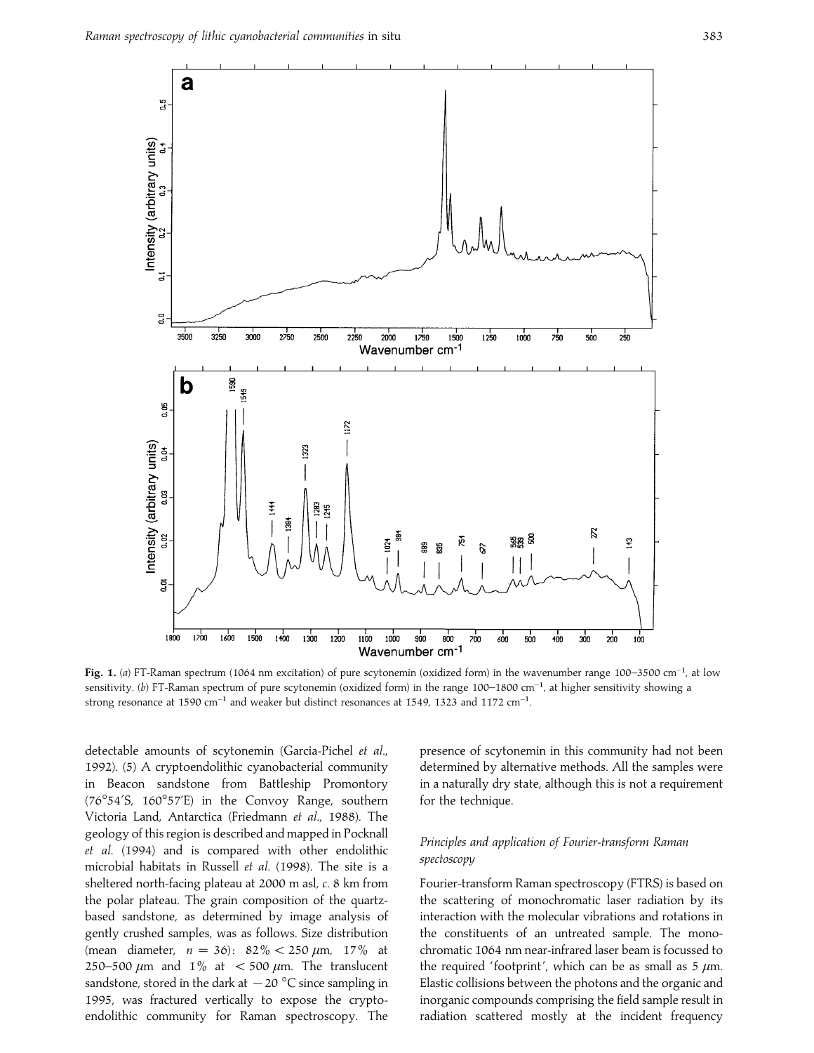Fig. 1. (*a*) FT-Raman spectrum (1064 nm excitation) of pure scytonemin (oxidized form) in the wavenumber range 100–3500 cm$^{-1}$, at low sensitivity. (*b*) FT-Raman spectrum of pure scytonemin (oxidized form) in the range 100–1800 cm$^{-1}$, at higher sensitivity showing a strong resonance at 1590 cm$^{-1}$ and weaker but distinct resonances at 1549, 1323 and 1172 cm$^{-1}$.

detectable amounts of scytonemin (Garcia-Pichel *et al.*, 1992). (5) A cryptoendolithic cyanobacterial community in Beacon sandstone from Battleship Promontory (76°54′S, 160°57′E) in the Convoy Range, southern Victoria Land, Antarctica (Friedmann *et al.*, 1988). The geology of this region is described and mapped in Pocknall *et al.* (1994) and is compared with other endolithic microbial habitats in Russell *et al.* (1998). The site is a sheltered north-facing plateau at 2000 m asl, *c.* 8 km from the polar plateau. The grain composition of the quartz-based sandstone, as determined by image analysis of gently crushed samples, was as follows. Size distribution (mean diameter, $n = 36$): 82% < 250 $\mu$m, 17% at 250–500 $\mu$m and 1% at < 500 $\mu$m. The translucent sandstone, stored in the dark at −20 °C since sampling in 1995, was fractured vertically to expose the cryptoendolithic community for Raman spectroscopy. The presence of scytonemin in this community had not been determined by alternative methods. All the samples were in a naturally dry state, although this is not a requirement for the technique.

### *Principles and application of Fourier-transform Raman spectoscopy*

Fourier-transform Raman spectroscopy (FTRS) is based on the scattering of monochromatic laser radiation by its interaction with the molecular vibrations and rotations in the constituents of an untreated sample. The monochromatic 1064 nm near-infrared laser beam is focussed to the required 'footprint', which can be as small as 5 $\mu$m. Elastic collisions between the photons and the organic and inorganic compounds comprising the field sample result in radiation scattered mostly at the incident frequency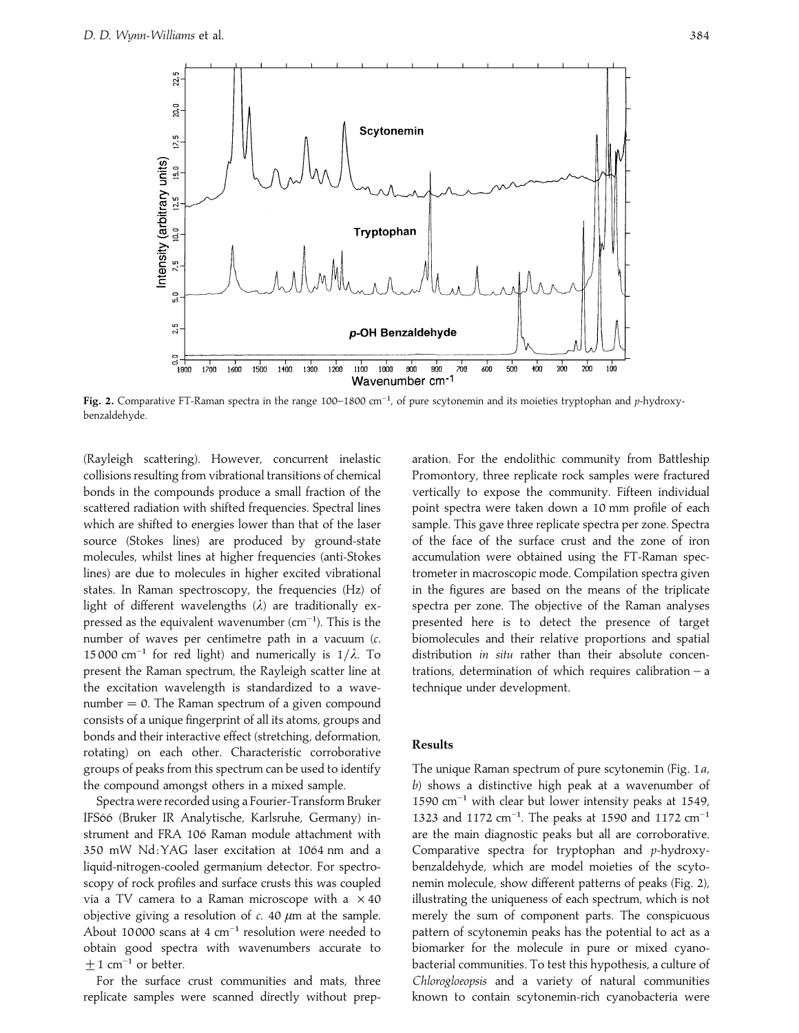Fig. 2. Comparative FT-Raman spectra in the range 100–1800 $cm^{-1}$, of pure scytonemin and its moieties tryptophan and *p*-hydroxybenzaldehyde.

(Rayleigh scattering). However, concurrent inelastic collisions resulting from vibrational transitions of chemical bonds in the compounds produce a small fraction of the scattered radiation with shifted frequencies. Spectral lines which are shifted to energies lower than that of the laser source (Stokes lines) are produced by ground-state molecules, whilst lines at higher frequencies (anti-Stokes lines) are due to molecules in higher excited vibrational states. In Raman spectroscopy, the frequencies (Hz) of light of different wavelengths ($\lambda$) are traditionally expressed as the equivalent wavenumber ($cm^{-1}$). This is the number of waves per centimetre path in a vacuum (*c.* 15 000 $cm^{-1}$ for red light) and numerically is $1/\lambda$. To present the Raman spectrum, the Rayleigh scatter line at the excitation wavelength is standardized to a wavenumber = 0. The Raman spectrum of a given compound consists of a unique fingerprint of all its atoms, groups and bonds and their interactive effect (stretching, deformation, rotating) on each other. Characteristic corroborative groups of peaks from this spectrum can be used to identify the compound amongst others in a mixed sample.

Spectra were recorded using a Fourier-Transform Bruker IFS66 (Bruker IR Analytische, Karlsruhe, Germany) instrument and FRA 106 Raman module attachment with 350 mW Nd:YAG laser excitation at 1064 nm and a liquid-nitrogen-cooled germanium detector. For spectroscopy of rock profiles and surface crusts this was coupled via a TV camera to a Raman microscope with a $\times 40$ objective giving a resolution of *c.* 40 $\mu$m at the sample. About 10000 scans at 4 $cm^{-1}$ resolution were needed to obtain good spectra with wavenumbers accurate to $\pm 1$ $cm^{-1}$ or better.

For the surface crust communities and mats, three replicate samples were scanned directly without preparation. For the endolithic community from Battleship Promontory, three replicate rock samples were fractured vertically to expose the community. Fifteen individual point spectra were taken down a 10 mm profile of each sample. This gave three replicate spectra per zone. Spectra of the face of the surface crust and the zone of iron accumulation were obtained using the FT-Raman spectrometer in macroscopic mode. Compilation spectra given in the figures are based on the means of the triplicate spectra per zone. The objective of the Raman analyses presented here is to detect the presence of target biomolecules and their relative proportions and spatial distribution *in situ* rather than their absolute concentrations, determination of which requires calibration – a technique under development.

## Results

The unique Raman spectrum of pure scytonemin (Fig. 1*a*, *b*) shows a distinctive high peak at a wavenumber of 1590 $cm^{-1}$ with clear but lower intensity peaks at 1549, 1323 and 1172 $cm^{-1}$. The peaks at 1590 and 1172 $cm^{-1}$ are the main diagnostic peaks but all are corroborative. Comparative spectra for tryptophan and *p*-hydroxybenzaldehyde, which are model moieties of the scytonemin molecule, show different patterns of peaks (Fig. 2), illustrating the uniqueness of each spectrum, which is not merely the sum of component parts. The conspicuous pattern of scytonemin peaks has the potential to act as a biomarker for the molecule in pure or mixed cyanobacterial communities. To test this hypothesis, a culture of *Chlorogloeopsis* and a variety of natural communities known to contain scytonemin-rich cyanobacteria were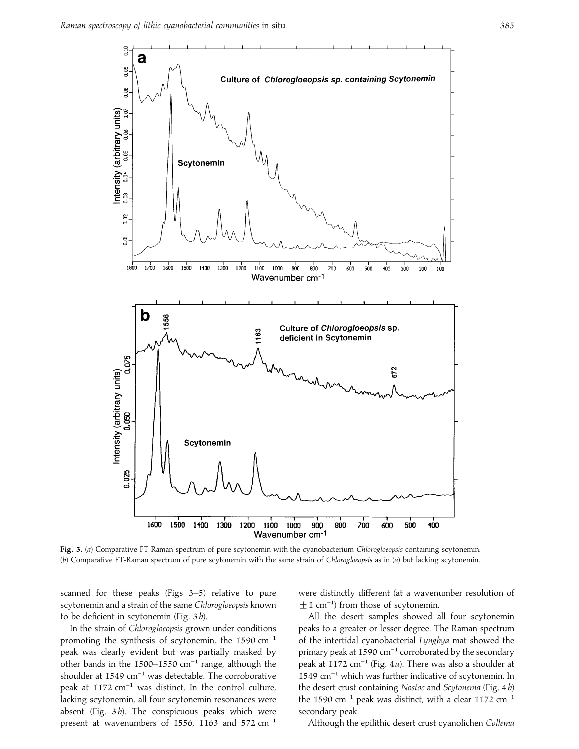**Fig. 3.** (*a*) Comparative FT-Raman spectrum of pure scytonemin with the cyanobacterium *Chlorogloeopsis* containing scytonemin. (*b*) Comparative FT-Raman spectrum of pure scytonemin with the same strain of *Chlorogloeopsis* as in (*a*) but lacking scytonemin.

scanned for these peaks (Figs 3–5) relative to pure scytonemin and a strain of the same *Chlorogloeopsis* known to be deficient in scytonemin (Fig. 3*b*).

In the strain of *Chlorogloeopsis* grown under conditions promoting the synthesis of scytonemin, the 1590 cm$^{-1}$ peak was clearly evident but was partially masked by other bands in the 1500–1550 cm$^{-1}$ range, although the shoulder at 1549 cm$^{-1}$ was detectable. The corroborative peak at 1172 cm$^{-1}$ was distinct. In the control culture, lacking scytonemin, all four scytonemin resonances were absent (Fig. 3*b*). The conspicuous peaks which were present at wavenumbers of 1556, 1163 and 572 cm$^{-1}$ were distinctly different (at a wavenumber resolution of $\pm 1$ cm$^{-1}$) from those of scytonemin.

All the desert samples showed all four scytonemin peaks to a greater or lesser degree. The Raman spectrum of the intertidal cyanobacterial *Lyngbya* mat showed the primary peak at 1590 cm$^{-1}$ corroborated by the secondary peak at 1172 cm$^{-1}$ (Fig. 4*a*). There was also a shoulder at 1549 cm$^{-1}$ which was further indicative of scytonemin. In the desert crust containing *Nostoc* and *Scytonema* (Fig. 4*b*) the 1590 cm$^{-1}$ peak was distinct, with a clear 1172 cm$^{-1}$ secondary peak.

Although the epilithic desert crust cyanolichen *Collema*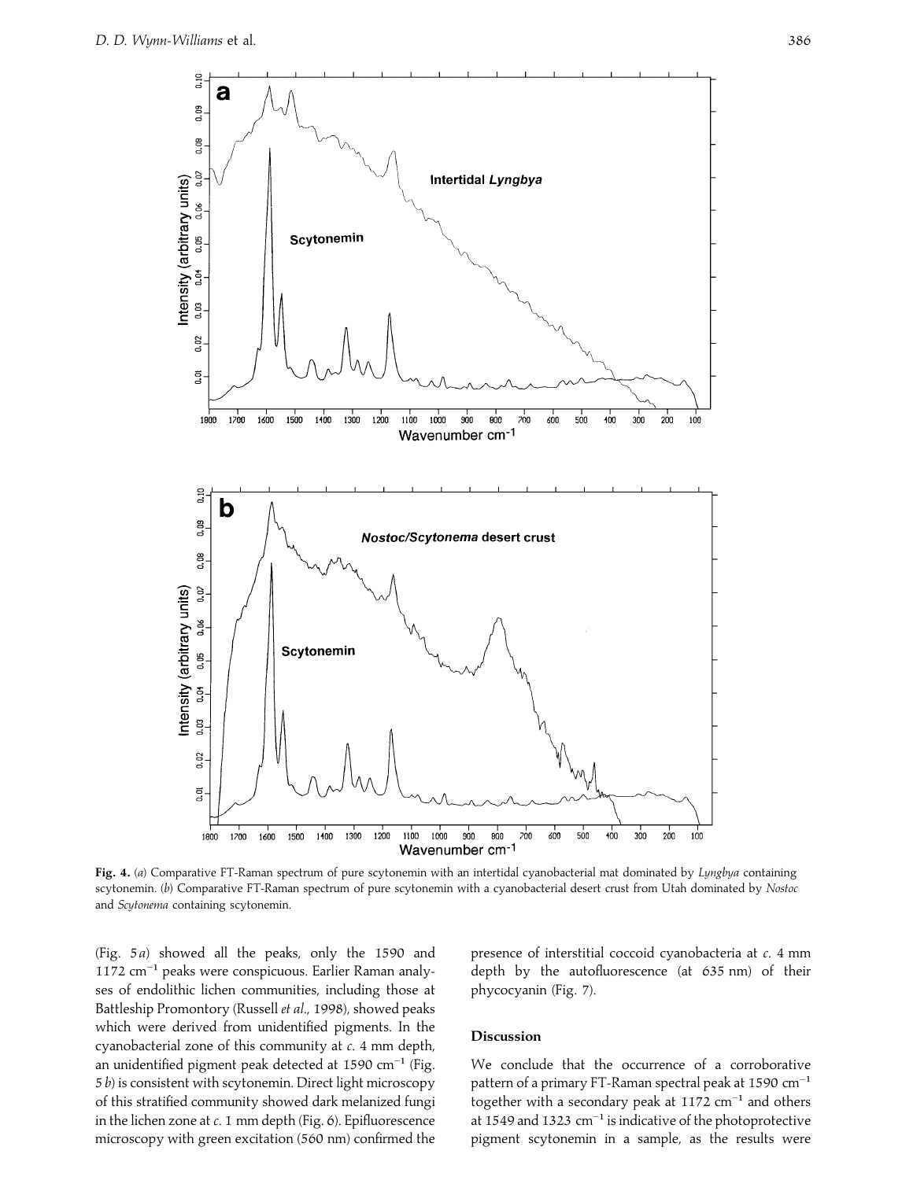**Fig. 4.** (*a*) Comparative FT-Raman spectrum of pure scytonemin with an intertidal cyanobacterial mat dominated by *Lyngbya* containing scytonemin. (*b*) Comparative FT-Raman spectrum of pure scytonemin with a cyanobacterial desert crust from Utah dominated by *Nostoc* and *Scytonema* containing scytonemin.

(Fig. 5*a*) showed all the peaks, only the 1590 and 1172 $cm^{-1}$ peaks were conspicuous. Earlier Raman analyses of endolithic lichen communities, including those at Battleship Promontory (Russell *et al.*, 1998), showed peaks which were derived from unidentified pigments. In the cyanobacterial zone of this community at *c.* 4 mm depth, an unidentified pigment peak detected at 1590 $cm^{-1}$ (Fig. 5*b*) is consistent with scytonemin. Direct light microscopy of this stratified community showed dark melanized fungi in the lichen zone at *c.* 1 mm depth (Fig. 6). Epifluorescence microscopy with green excitation (560 nm) confirmed the presence of interstitial coccoid cyanobacteria at *c.* 4 mm depth by the autofluorescence (at 635 nm) of their phycocyanin (Fig. 7).

## Discussion

We conclude that the occurrence of a corroborative pattern of a primary FT-Raman spectral peak at 1590 $cm^{-1}$ together with a secondary peak at 1172 $cm^{-1}$ and others at 1549 and 1323 $cm^{-1}$ is indicative of the photoprotective pigment scytonemin in a sample, as the results were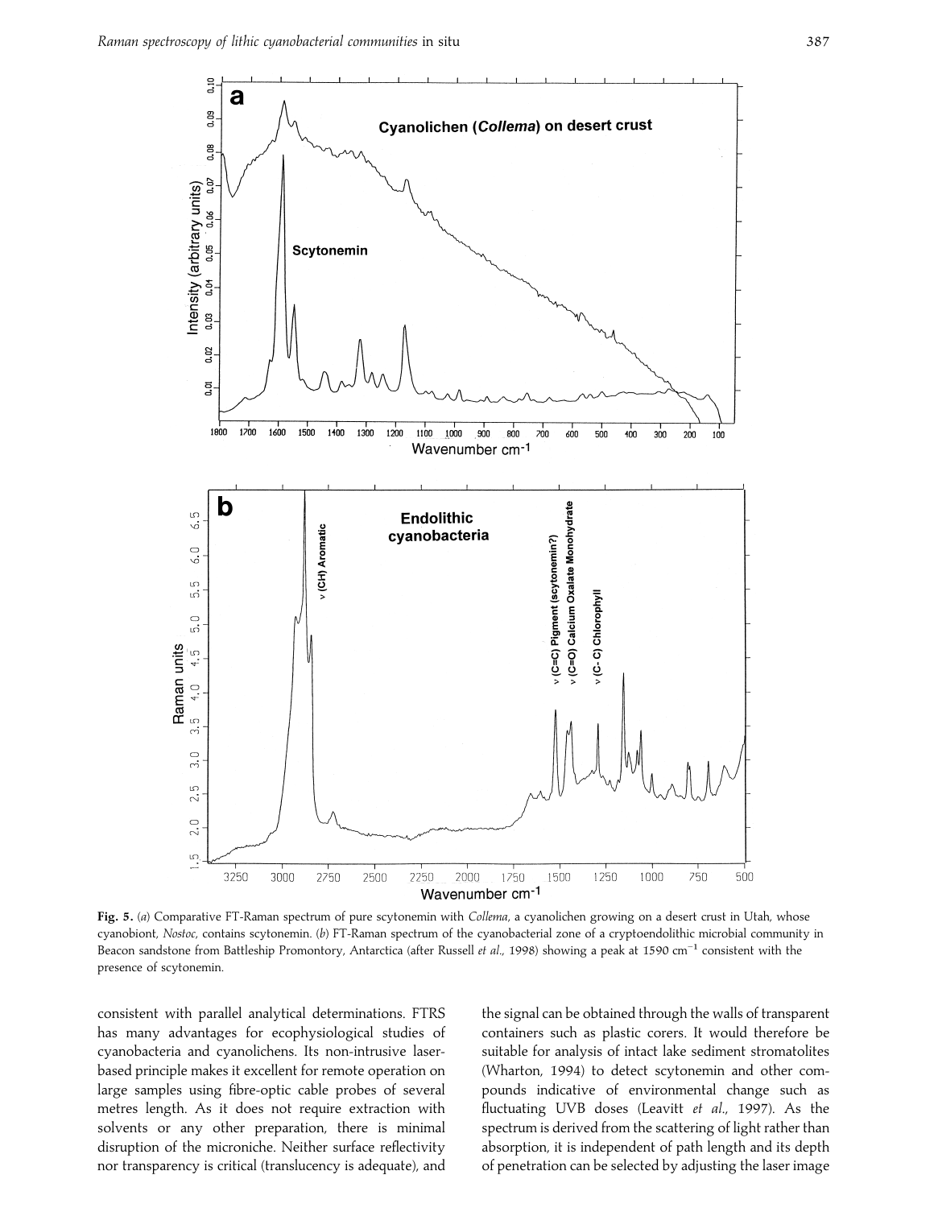**Fig. 5.** (*a*) Comparative FT-Raman spectrum of pure scytonemin with *Collema*, a cyanolichen growing on a desert crust in Utah, whose cyanobiont, *Nostoc*, contains scytonemin. (*b*) FT-Raman spectrum of the cyanobacterial zone of a cryptoendolithic microbial community in Beacon sandstone from Battleship Promontory, Antarctica (after Russell *et al.*, 1998) showing a peak at 1590 cm$^{-1}$ consistent with the presence of scytonemin.

consistent with parallel analytical determinations. FTRS has many advantages for ecophysiological studies of cyanobacteria and cyanolichens. Its non-intrusive laser-based principle makes it excellent for remote operation on large samples using fibre-optic cable probes of several metres length. As it does not require extraction with solvents or any other preparation, there is minimal disruption of the microniche. Neither surface reflectivity nor transparency is critical (translucency is adequate), and the signal can be obtained through the walls of transparent containers such as plastic corers. It would therefore be suitable for analysis of intact lake sediment stromatolites (Wharton, 1994) to detect scytonemin and other compounds indicative of environmental change such as fluctuating UVB doses (Leavitt *et al.*, 1997). As the spectrum is derived from the scattering of light rather than absorption, it is independent of path length and its depth of penetration can be selected by adjusting the laser image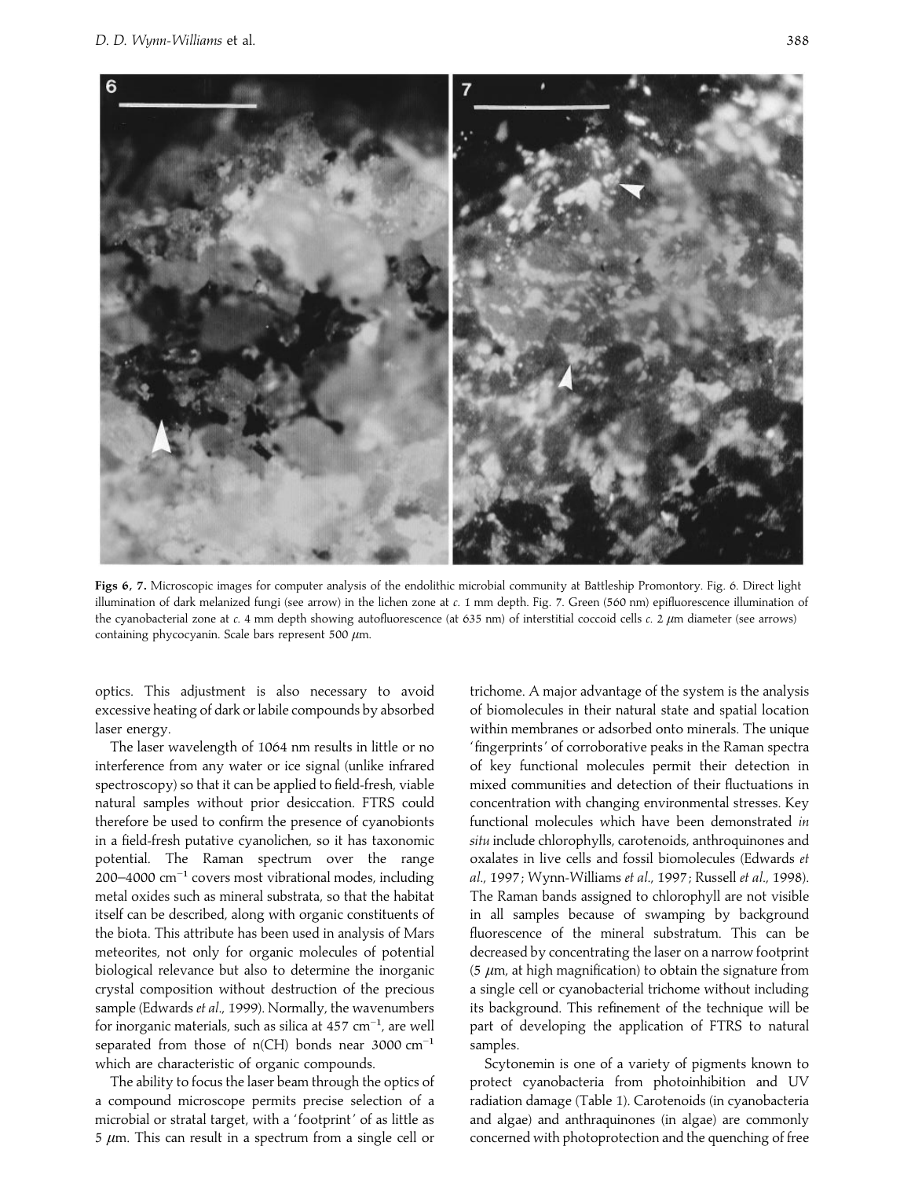Figs 6, 7. Microscopic images for computer analysis of the endolithic microbial community at Battleship Promontory. Fig. 6. Direct light illumination of dark melanized fungi (see arrow) in the lichen zone at *c.* 1 mm depth. Fig. 7. Green (560 nm) epifluorescence illumination of the cyanobacterial zone at *c.* 4 mm depth showing autofluorescence (at 635 nm) of interstitial coccoid cells *c.* 2 $\mu$m diameter (see arrows) containing phycocyanin. Scale bars represent 500 $\mu$m.

optics. This adjustment is also necessary to avoid excessive heating of dark or labile compounds by absorbed laser energy.

The laser wavelength of 1064 nm results in little or no interference from any water or ice signal (unlike infrared spectroscopy) so that it can be applied to field-fresh, viable natural samples without prior desiccation. FTRS could therefore be used to confirm the presence of cyanobionts in a field-fresh putative cyanolichen, so it has taxonomic potential. The Raman spectrum over the range 200–4000 $cm^{-1}$ covers most vibrational modes, including metal oxides such as mineral substrata, so that the habitat itself can be described, along with organic constituents of the biota. This attribute has been used in analysis of Mars meteorites, not only for organic molecules of potential biological relevance but also to determine the inorganic crystal composition without destruction of the precious sample (Edwards *et al.*, 1999). Normally, the wavenumbers for inorganic materials, such as silica at 457 $cm^{-1}$, are well separated from those of n(CH) bonds near 3000 $cm^{-1}$ which are characteristic of organic compounds.

The ability to focus the laser beam through the optics of a compound microscope permits precise selection of a microbial or stratal target, with a 'footprint' of as little as 5 $\mu$m. This can result in a spectrum from a single cell or trichome. A major advantage of the system is the analysis of biomolecules in their natural state and spatial location within membranes or adsorbed onto minerals. The unique 'fingerprints' of corroborative peaks in the Raman spectra of key functional molecules permit their detection in mixed communities and detection of their fluctuations in concentration with changing environmental stresses. Key functional molecules which have been demonstrated *in situ* include chlorophylls, carotenoids, anthroquinones and oxalates in live cells and fossil biomolecules (Edwards *et al.*, 1997; Wynn-Williams *et al.*, 1997; Russell *et al.*, 1998). The Raman bands assigned to chlorophyll are not visible in all samples because of swamping by background fluorescence of the mineral substratum. This can be decreased by concentrating the laser on a narrow footprint (5 $\mu$m, at high magnification) to obtain the signature from a single cell or cyanobacterial trichome without including its background. This refinement of the technique will be part of developing the application of FTRS to natural samples.

Scytonemin is one of a variety of pigments known to protect cyanobacteria from photoinhibition and UV radiation damage (Table 1). Carotenoids (in cyanobacteria and algae) and anthraquinones (in algae) are commonly concerned with photoprotection and the quenching of free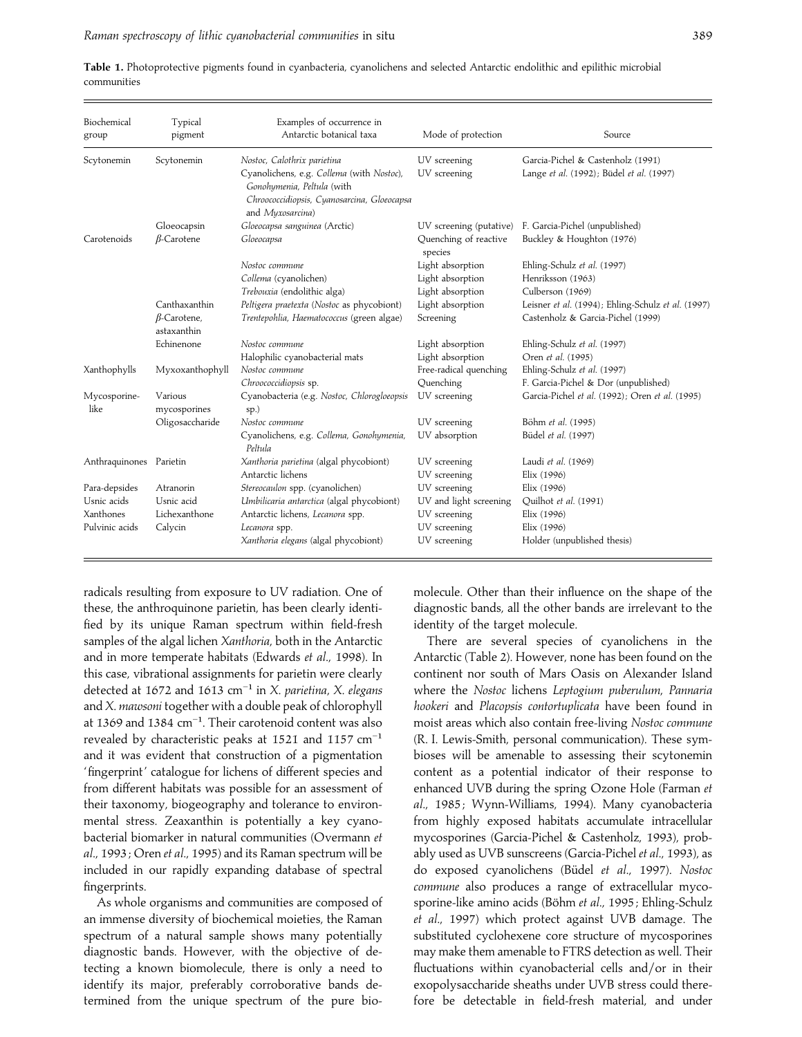**Table 1.** Photoprotective pigments found in cyanobacteria, cyanolichens and selected Antarctic endolithic and epilithic microbial communities

| Biochemical group | Typical pigment | Examples of occurrence in Antarctic botanical taxa | Mode of protection | Source |
|---|---|---|---|---|
| Scytonemin | Scytonemin | *Nostoc*, *Calothrix parietina* | UV screening | Garcia-Pichel & Castenholz (1991) |
| | | Cyanolichens, e.g. *Collema* (with *Nostoc*), *Gonohymenia*, *Peltula* (with *Chroococcidiopsis*, *Cyanosarcina*, *Gloeocapsa* and *Myxosarcina*) | UV screening | Lange *et al.* (1992); Büdel *et al.* (1997) |
| | Gloeocapsin | *Gloeocapsa sanguinea* (Arctic) | UV screening (putative) | F. Garcia-Pichel (unpublished) |
| Carotenoids | $\beta$-Carotene | *Gloeocapsa* | Quenching of reactive species | Buckley & Houghton (1976) |
| | | *Nostoc commune* | Light absorption | Ehling-Schulz *et al.* (1997) |
| | | *Collema* (cyanolichen) | Light absorption | Henriksson (1963) |
| | | *Trebouxia* (endolithic alga) | Light absorption | Culberson (1969) |
| | Canthaxanthin | *Peltigera praetexta* (*Nostoc* as phycobiont) | Light absorption | Leisner *et al.* (1994); Ehling-Schulz *et al.* (1997) |
| | $\beta$-Carotene, astaxanthin | *Trentepohlia*, *Haematococcus* (green algae) | Screening | Castenholz & Garcia-Pichel (1999) |
| | Echinenone | *Nostoc commune* | Light absorption | Ehling-Schulz *et al.* (1997) |
| | | Halophilic cyanobacterial mats | Light absorption | Oren *et al.* (1995) |
| Xanthophylls | Myxoxanthophyll | *Nostoc commune* | Free-radical quenching | Ehling-Schulz *et al.* (1997) |
| | | *Chroococcidiopsis* sp. | Quenching | F. Garcia-Pichel & Dor (unpublished) |
| Mycosporine-like | Various mycosporines | Cyanobacteria (e.g. *Nostoc*, *Chlorogloeopsis* sp.) | UV screening | Garcia-Pichel *et al.* (1992); Oren *et al.* (1995) |
| | Oligosaccharide | *Nostoc commune* | UV screening | Böhm *et al.* (1995) |
| | | Cyanolichens, e.g. *Collema*, *Gonohymenia*, *Peltula* | UV absorption | Büdel *et al.* (1997) |
| Anthraquinones | Parietin | *Xanthoria parietina* (algal phycobiont) | UV screening | Laudi *et al.* (1969) |
| | | Antarctic lichens | UV screening | Elix (1996) |
| Para-depsides | Atranorin | *Stereocaulon* spp. (cyanolichen) | UV screening | Elix (1996) |
| Usnic acids | Usnic acid | *Umbilicaria antarctica* (algal phycobiont) | UV and light screening | Quilhot *et al.* (1991) |
| Xanthones | Lichexanthone | Antarctic lichens, *Lecanora* spp. | UV screening | Elix (1996) |
| Pulvinic acids | Calycin | *Lecanora* spp. | UV screening | Elix (1996) |
| | | *Xanthoria elegans* (algal phycobiont) | UV screening | Holder (unpublished thesis) |

radicals resulting from exposure to UV radiation. One of these, the anthroquinone parietin, has been clearly identified by its unique Raman spectrum within field-fresh samples of the algal lichen *Xanthoria*, both in the Antarctic and in more temperate habitats (Edwards *et al.*, 1998). In this case, vibrational assignments for parietin were clearly detected at 1672 and 1613 $cm^{-1}$ in *X. parietina*, *X. elegans* and *X. mawsoni* together with a double peak of chlorophyll at 1369 and 1384 $cm^{-1}$. Their carotenoid content was also revealed by characteristic peaks at 1521 and 1157 $cm^{-1}$ and it was evident that construction of a pigmentation 'fingerprint' catalogue for lichens of different species and from different habitats was possible for an assessment of their taxonomy, biogeography and tolerance to environmental stress. Zeaxanthin is potentially a key cyanobacterial biomarker in natural communities (Overmann *et al.*, 1993; Oren *et al.*, 1995) and its Raman spectrum will be included in our rapidly expanding database of spectral fingerprints.

As whole organisms and communities are composed of an immense diversity of biochemical moieties, the Raman spectrum of a natural sample shows many potentially diagnostic bands. However, with the objective of detecting a known biomolecule, there is only a need to identify its major, preferably corroborative bands determined from the unique spectrum of the pure biomolecule. Other than their influence on the shape of the diagnostic bands, all the other bands are irrelevant to the identity of the target molecule.

There are several species of cyanolichens in the Antarctic (Table 2). However, none has been found on the continent nor south of Mars Oasis on Alexander Island where the *Nostoc* lichens *Leptogium puberulum*, *Pannaria hookeri* and *Placopsis contortuplicata* have been found in moist areas which also contain free-living *Nostoc commune* (R. I. Lewis-Smith, personal communication). These symbioses will be amenable to assessing their scytonemin content as a potential indicator of their response to enhanced UVB during the spring Ozone Hole (Farman *et al.*, 1985; Wynn-Williams, 1994). Many cyanobacteria from highly exposed habitats accumulate intracellular mycosporines (Garcia-Pichel & Castenholz, 1993), probably used as UVB sunscreens (Garcia-Pichel *et al.*, 1993), as do exposed cyanolichens (Büdel *et al.*, 1997). *Nostoc commune* also produces a range of extracellular mycosporine-like amino acids (Böhm *et al.*, 1995; Ehling-Schulz *et al.*, 1997) which protect against UVB damage. The substituted cyclohexene core structure of mycosporines may make them amenable to FTRS detection as well. Their fluctuations within cyanobacterial cells and/or in their exopolysaccharide sheaths under UVB stress could therefore be detectable in field-fresh material, and under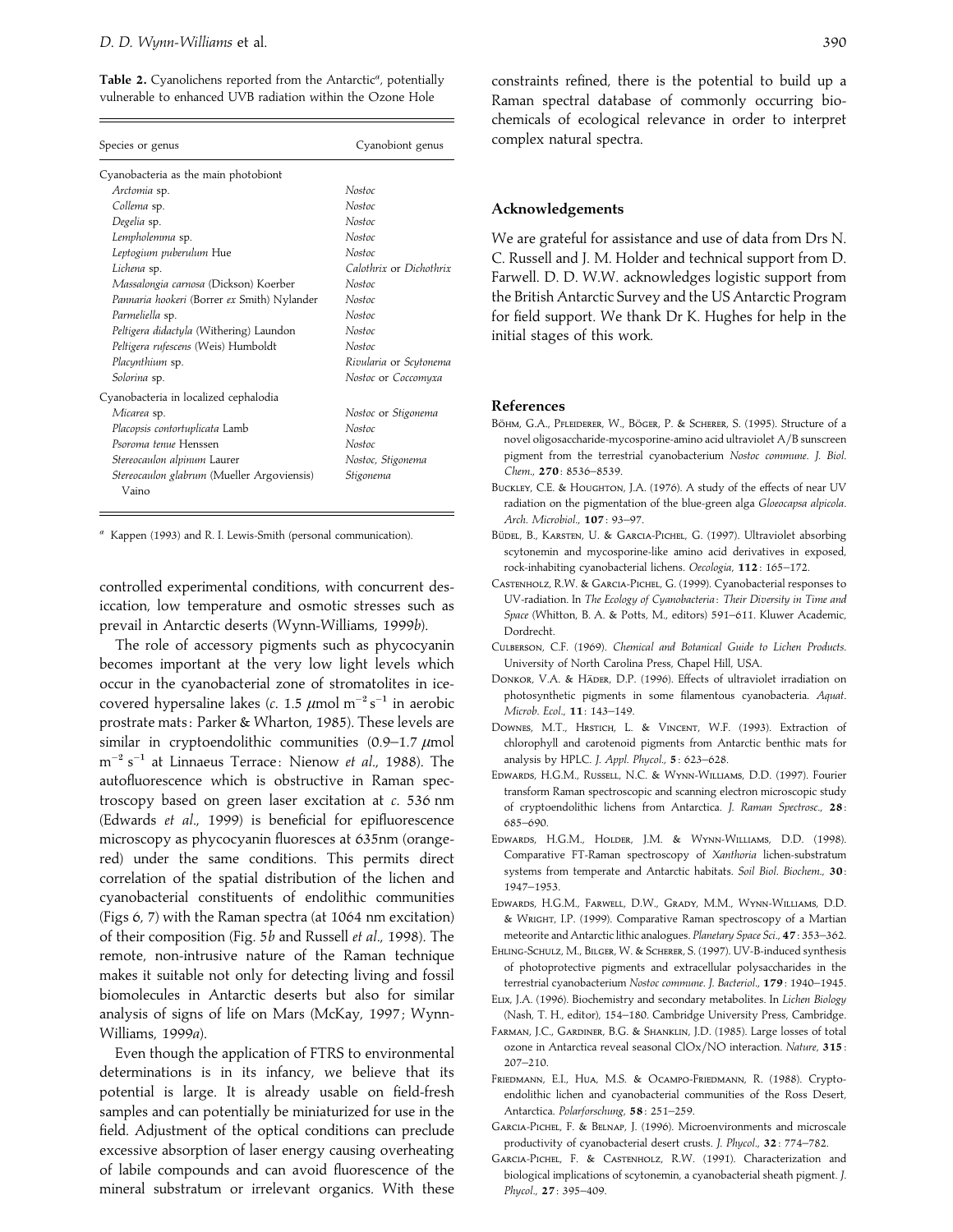**Table 2.** Cyanolichens reported from the Antarctic[a], potentially vulnerable to enhanced UVB radiation within the Ozone Hole

| Species or genus | Cyanobiont genus |
|---|---|
| Cyanobacteria as the main photobiont | |
| *Arctomia* sp. | *Nostoc* |
| *Collema* sp. | *Nostoc* |
| *Degelia* sp. | *Nostoc* |
| *Lempholemma* sp. | *Nostoc* |
| *Leptogium puberulum* Hue | *Nostoc* |
| *Lichena* sp. | *Calothrix* or *Dichothrix* |
| *Massalongia carnosa* (Dickson) Koerber | *Nostoc* |
| *Pannaria hookeri* (Borrer *ex* Smith) Nylander | *Nostoc* |
| *Parmeliella* sp. | *Nostoc* |
| *Peltigera didactyla* (Withering) Laundon | *Nostoc* |
| *Peltigera rufescens* (Weis) Humboldt | *Nostoc* |
| *Placynthium* sp. | *Rivularia* or *Scytonema* |
| *Solorina* sp. | *Nostoc* or *Coccomyxa* |
| Cyanobacteria in localized cephalodia | |
| *Micarea* sp. | *Nostoc* or *Stigonema* |
| *Placopsis contortuplicata* Lamb | *Nostoc* |
| *Psoroma tenue* Henssen | *Nostoc* |
| *Stereocaulon alpinum* Laurer | *Nostoc*, *Stigonema* |
| *Stereocaulon glabrum* (Mueller Argoviensis) Vaino | *Stigonema* |

[a] Kappen (1993) and R. I. Lewis-Smith (personal communication).

controlled experimental conditions, with concurrent desiccation, low temperature and osmotic stresses such as prevail in Antarctic deserts (Wynn-Williams, 1999*b*).

The role of accessory pigments such as phycocyanin becomes important at the very low light levels which occur in the cyanobacterial zone of stromatolites in ice-covered hypersaline lakes (*c.* 1.5 $\mu$mol $m^{-2}$ $s^{-1}$ in aerobic prostrate mats: Parker & Wharton, 1985). These levels are similar in cryptoendolithic communities (0.9–1.7 $\mu$mol $m^{-2}$ $s^{-1}$ at Linnaeus Terrace: Nienow *et al*., 1988). The autofluorescence which is obstructive in Raman spectroscopy based on green laser excitation at *c.* 536 nm (Edwards *et al*., 1999) is beneficial for epifluorescence microscopy as phycocyanin fluoresces at 635nm (orange-red) under the same conditions. This permits direct correlation of the spatial distribution of the lichen and cyanobacterial constituents of endolithic communities (Figs 6, 7) with the Raman spectra (at 1064 nm excitation) of their composition (Fig. 5*b* and Russell *et al*., 1998). The remote, non-intrusive nature of the Raman technique makes it suitable not only for detecting living and fossil biomolecules in Antarctic deserts but also for similar analysis of signs of life on Mars (McKay, 1997; Wynn-Williams, 1999*a*).

Even though the application of FTRS to environmental determinations is in its infancy, we believe that its potential is large. It is already usable on field-fresh samples and can potentially be miniaturized for use in the field. Adjustment of the optical conditions can preclude excessive absorption of laser energy causing overheating of labile compounds and can avoid fluorescence of the mineral substratum or irrelevant organics. With these constraints refined, there is the potential to build up a Raman spectral database of commonly occurring biochemicals of ecological relevance in order to interpret complex natural spectra.

## Acknowledgements

We are grateful for assistance and use of data from Drs N. C. Russell and J. M. Holder and technical support from D. Farwell. D. D. W.W. acknowledges logistic support from the British Antarctic Survey and the US Antarctic Program for field support. We thank Dr K. Hughes for help in the initial stages of this work.

## References

Böhm, G.A., Pfleiderer, W., Böger, P. & Scherer, S. (1995). Structure of a novel oligosaccharide-mycosporine-amino acid ultraviolet A/B sunscreen pigment from the terrestrial cyanobacterium *Nostoc commune*. *J. Biol. Chem.*, **270**: 8536–8539.

Buckley, C.E. & Houghton, J.A. (1976). A study of the effects of near UV radiation on the pigmentation of the blue-green alga *Gloeocapsa alpicola*. *Arch. Microbiol.*, **107**: 93–97.

Büdel, B., Karsten, U. & Garcia-Pichel, G. (1997). Ultraviolet absorbing scytonemin and mycosporine-like amino acid derivatives in exposed, rock-inhabiting cyanobacterial lichens. *Oecologia*, **112**: 165–172.

Castenholz, R.W. & Garcia-Pichel, G. (1999). Cyanobacterial responses to UV-radiation. In *The Ecology of Cyanobacteria: Their Diversity in Time and Space* (Whitton, B. A. & Potts, M., editors) 591–611. Kluwer Academic, Dordrecht.

Culberson, C.F. (1969). *Chemical and Botanical Guide to Lichen Products*. University of North Carolina Press, Chapel Hill, USA.

Donkor, V.A. & Häder, D.P. (1996). Effects of ultraviolet irradiation on photosynthetic pigments in some filamentous cyanobacteria. *Aquat. Microb. Ecol.*, **11**: 143–149.

Downes, M.T., Hrstich, L. & Vincent, W.F. (1993). Extraction of chlorophyll and carotenoid pigments from Antarctic benthic mats for analysis by HPLC. *J. Appl. Phycol.*, **5**: 623–628.

Edwards, H.G.M., Russell, N.C. & Wynn-Williams, D.D. (1997). Fourier transform Raman spectroscopic and scanning electron microscopic study of cryptoendolithic lichens from Antarctica. *J. Raman Spectrosc.*, **28**: 685–690.

Edwards, H.G.M., Holder, J.M. & Wynn-Williams, D.D. (1998). Comparative FT-Raman spectroscopy of *Xanthoria* lichen-substratum systems from temperate and Antarctic habitats. *Soil Biol. Biochem.*, **30**: 1947–1953.

Edwards, H.G.M., Farwell, D.W., Grady, M.M., Wynn-Williams, D.D. & Wright, I.P. (1999). Comparative Raman spectroscopy of a Martian meteorite and Antarctic lithic analogues. *Planetary Space Sci.*, **47**: 353–362.

Ehling-Schulz, M., Bilger, W. & Scherer, S. (1997). UV-B-induced synthesis of photoprotective pigments and extracellular polysaccharides in the terrestrial cyanobacterium *Nostoc commune*. *J. Bacteriol.*, **179**: 1940–1945.

Elix, J.A. (1996). Biochemistry and secondary metabolites. In *Lichen Biology* (Nash, T. H., editor), 154–180. Cambridge University Press, Cambridge.

Farman, J.C., Gardiner, B.G. & Shanklin, J.D. (1985). Large losses of total ozone in Antarctica reveal seasonal ClOx/NO interaction. *Nature*, **315**: 207–210.

Friedmann, E.I., Hua, M.S. & Ocampo-Friedmann, R. (1988). Cryptoendolithic lichen and cyanobacterial communities of the Ross Desert, Antarctica. *Polarforschung*, **58**: 251–259.

Garcia-Pichel, F. & Belnap, J. (1996). Microenvironments and microscale productivity of cyanobacterial desert crusts. *J. Phycol.*, **32**: 774–782.

Garcia-Pichel, F. & Castenholz, R.W. (1991). Characterization and biological implications of scytonemin, a cyanobacterial sheath pigment. *J. Phycol.*, **27**: 395–409.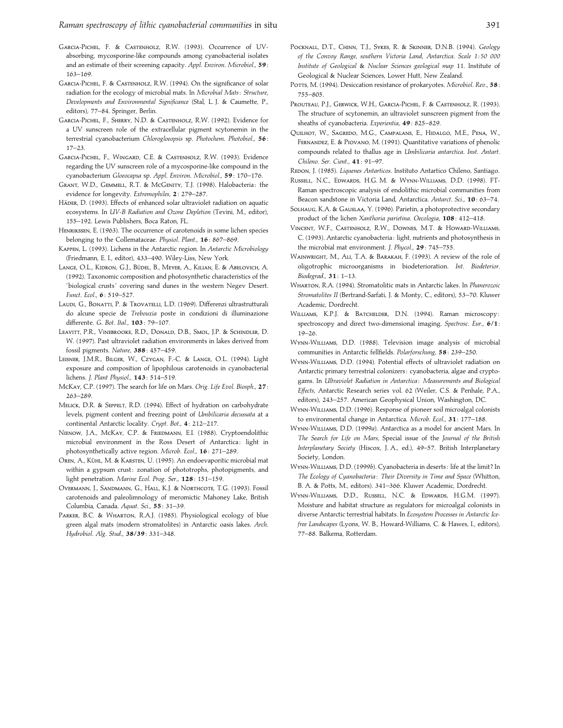Garcia-Pichel, F. & Castenholz, R.W. (1993). Occurrence of UV-absorbing, mycosporine-like compounds among cyanobacterial isolates and an estimate of their screening capacity. *Appl. Environ. Microbiol.*, **59**: 163–169.

Garcia-Pichel, F. & Castenholz, R.W. (1994). On the significance of solar radiation for the ecology of microbial mats. In *Microbial Mats: Structure, Developments and Environmental Significance* (Stal, L. J. & Caumette, P., editors), 77–84. Springer, Berlin.

Garcia-Pichel, F., Sherry, N.D. & Castenholz, R.W. (1992). Evidence for a UV sunscreen role of the extracellular pigment scytonemin in the terrestrial cyanobacterium *Chlorogloeopsis* sp. *Photochem. Photobiol.*, **56**: 17–23.

Garcia-Pichel, F., Wingard, C.E. & Castenholz, R.W. (1993). Evidence regarding the UV sunscreen role of a mycosporine-like compound in the cyanobacterium *Gloeocapsa* sp. *Appl. Environ. Microbiol.*, **59**: 170–176.

Grant, W.D., Gemmell, R.T. & McGenity, T.J. (1998). Halobacteria: the evidence for longevity. *Extremophiles*, **2**: 279–287.

Häder, D. (1993). Effects of enhanced solar ultraviolet radiation on aquatic ecosystems. In *UV-B Radiation and Ozone Depletion* (Tevini, M., editor), 155–192. Lewis Publishers, Boca Raton, FL.

Henrikssen, E. (1963). The occurrence of carotenoids in some lichen species belonging to the Collemataceae. *Physiol. Plant.*, **16**: 867–869.

Kappen, L. (1993). Lichens in the Antarctic region. In *Antarctic Microbiology* (Friedmann, E. I., editor), 433–490. Wiley-Liss, New York.

Lange, O.L., Kidron, G.J., Büdel, B., Meyer, A., Kilian, E. & Abelovich, A. (1992). Taxonomic composition and photosynthetic characteristics of the 'biological crusts' covering sand dunes in the western Negev Desert. *Funct. Ecol.*, **6**: 519–527.

Laudi, G., Bonatti, P. & Trovatelli, L.D. (1969). Differenzi ultrastrutturali do alcune specie de *Trebouxia* poste in condizioni di illuminazione differente. *G. Bot. Ital.*, **103**: 79–107.

Leavitt, P.R., Vinebrooke, R.D., Donald, D.B., Smol, J.P. & Schindler, D. W. (1997). Past ultraviolet radiation environments in lakes derived from fossil pigments. *Nature*, **388**: 457–459.

Leisner, J.M.R., Bilger, W., Czygan, F.-C. & Lange, O.L. (1994). Light exposure and composition of lipophilous carotenoids in cyanobacterial lichens. *J. Plant Physiol.*, **143**: 514–519.

McKay, C.P. (1997). The search for life on Mars. *Orig. Life Evol. Biosph.*, **27**: 263–289.

Melick, D.R. & Seppelt, R.D. (1994). Effect of hydration on carbohydrate levels, pigment content and freezing point of *Umbilicaria decussata* at a continental Antarctic locality. *Crypt. Bot.*, **4**: 212–217.

Nienow, J.A., McKay, C.P. & Friedmann, E.I. (1988). Cryptoendolithic microbial environment in the Ross Desert of Antarctica: light in photosynthetically active region. *Microb. Ecol.*, **16**: 271–289.

Oren, A., Kühl, M. & Karsten, U. (1995). An endoevaporitic microbial mat within a gypsum crust: zonation of phototrophs, photopigments, and light penetration. *Marine Ecol. Prog. Ser.*, **128**: 151–159.

Overmann, J., Sandmann, G., Hall, K.J. & Northcote, T.G. (1993). Fossil carotenoids and paleolimnology of meromictic Mahoney Lake, British Columbia, Canada. *Aquat. Sci.*, **55**: 31–39.

Parker, B.C. & Wharton, R.A.J. (1985). Physiological ecology of blue green algal mats (modern stromatolites) in Antarctic oasis lakes. *Arch. Hydrobiol. Alg. Stud.*, **38/39**: 331–348.

Pocknall, D.T., Chinn, T.J., Sykes, R. & Skinner, D.N.B. (1994). *Geology of the Convoy Range, southern Victoria Land, Antarctica. Scale 1:50 000 Institute of Geological & Nuclear Sciences geological map* 11. Institute of Geological & Nuclear Sciences, Lower Hutt, New Zealand.

Potts, M. (1994). Desiccation resistance of prokaryotes. *Microbiol. Rev.*, **58**: 755–805.

Prouteau, P.J., Gerwick, W.H., Garcia-Pichel, F. & Castenholz, R. (1993). The structure of scytonemin, an ultraviolet sunscreen pigment from the sheaths of cyanobacteria. *Experientia*, **49**: 825–829.

Quilhot, W., Sagredo, M.G., Campalans, E., Hidalgo, M.E., Pena, W., Fernandez, E. & Piovano, M. (1991). Quantitative variations of phenolic compounds related to thallus age in *Umbilicaria antarctica*. *Inst. Antart. Chileno. Ser. Cient.*, **41**: 91–97.

Redon, J. (1985). *Liquenes Antarticos*. Instituto Antartico Chileno, Santiago.

Russell, N.C., Edwards, H.G.M. & Wynn-Williams, D.D. (1998). FT-Raman spectroscopic analysis of endolithic microbial communities from Beacon sandstone in Victoria Land, Antarctica. *Antarct. Sci.*, **10**: 63–74.

Solhaug, K.A. & Gauslaa, Y. (1996). Parietin, a photoprotective secondary product of the lichen *Xanthoria parietina*. *Oecologia*, **108**: 412–418.

Vincent, W.F., Castenholz, R.W., Downes, M.T. & Howard-Williams, C. (1993). Antarctic cyanobacteria: light, nutrients and photosynthesis in the microbial mat environment. *J. Phycol.*, **29**: 745–755.

Wainwright, M., Ali, T.A. & Barakah, F. (1993). A review of the role of oligotrophic microorganisms in biodeterioration. *Int. Biodeterior. Biodegrad.*, **31**: 1–13.

Wharton, R.A. (1994). Stromatolitic mats in Antarctic lakes. In *Phanerozoic Stromatolites II* (Bertrand-Sarfati, J. & Monty, C., editors), 53–70. Kluwer Academic, Dordrecht.

Williams, K.P.J. & Batchelder, D.N. (1994). Raman microscopy: spectroscopy and direct two-dimensional imaging. *Spectrosc. Eur.*, **6/1**: 19–26.

Wynn-Williams, D.D. (1988). Television image analysis of microbial communities in Antarctic fellfields. *Polarforschung*, **58**: 239–250.

Wynn-Williams, D.D. (1994). Potential effects of ultraviolet radiation on Antarctic primary terrestrial colonizers: cyanobacteria, algae and cryptogams. In *Ultraviolet Radiation in Antarctica: Measurements and Biological Effects*, Antarctic Research series vol. 62 (Weiler, C.S. & Penhale, P.A., editors), 243–257. American Geophysical Union, Washington, DC.

Wynn-Williams, D.D. (1996). Response of pioneer soil microalgal colonists to environmental change in Antarctica. *Microb. Ecol.*, **31**: 177–188.

Wynn-Williams, D.D. (1999*a*). Antarctica as a model for ancient Mars. In *The Search for Life on Mars*, Special issue of the *Journal of the British Interplanetary Society* (Hiscox, J. A., ed.), 49–57. British Interplanetary Society, London.

Wynn-Williams, D.D. (1999*b*). Cyanobacteria in deserts: life at the limit? In *The Ecology of Cyanobacteria: Their Diversity in Time and Space* (Whitton, B. A. & Potts, M., editors). 341–366. Kluwer Academic, Dordrecht.

Wynn-Williams, D.D., Russell, N.C. & Edwards, H.G.M. (1997). Moisture and habitat structure as regulators for microalgal colonists in diverse Antarctic terrestrial habitats. In *Ecosystem Processes in Antarctic Ice-free Landscapes* (Lyons, W. B., Howard-Williams, C. & Hawes, I., editors), 77–88. Balkema, Rotterdam.